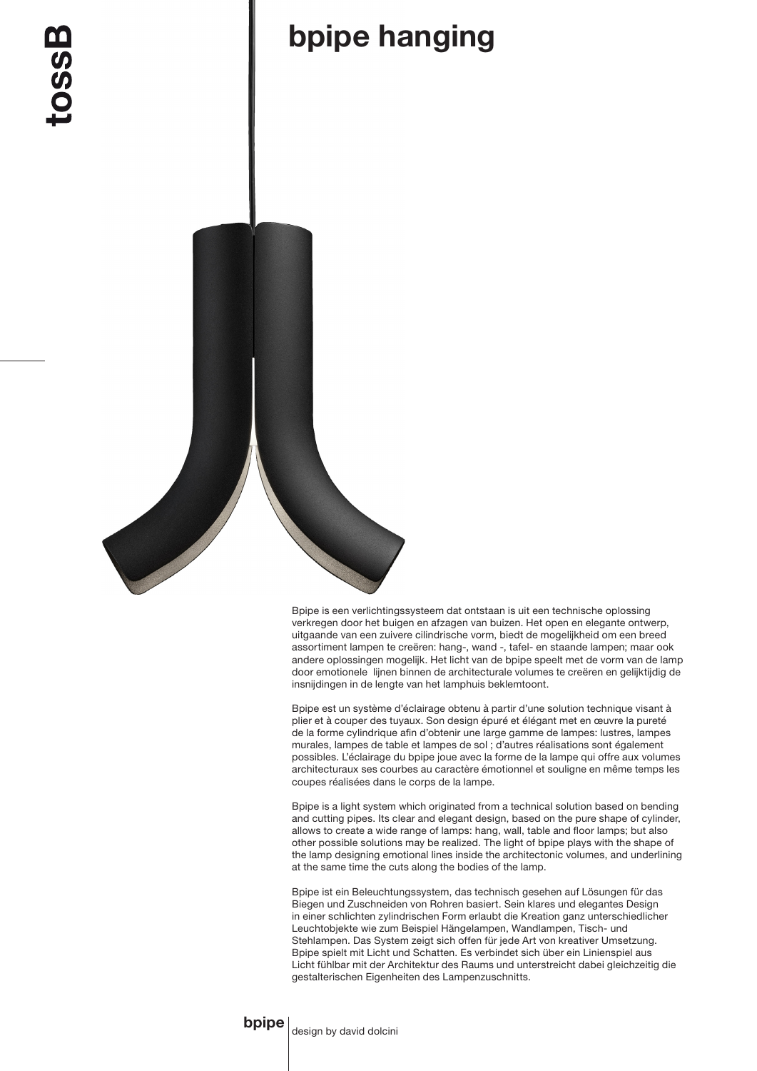# bpipe hanging

Bpipe is een verlichtingssysteem dat ontstaan is uit een technische oplossing verkregen door het buigen en afzagen van buizen. Het open en elegante ontwerp, uitgaande van een zuivere cilindrische vorm, biedt de mogelijkheid om een breed assortiment lampen te creëren: hang-, wand -, tafel- en staande lampen; maar ook andere oplossingen mogelijk. Het licht van de bpipe speelt met de vorm van de lamp door emotionele lijnen binnen de architecturale volumes te creëren en gelijktijdig de insnijdingen in de lengte van het lamphuis beklemtoont.

Bpipe est un système d'éclairage obtenu à partir d'une solution technique visant à plier et à couper des tuyaux. Son design épuré et élégant met en œuvre la pureté de la forme cylindrique afin d'obtenir une large gamme de lampes: lustres, lampes murales, lampes de table et lampes de sol ; d'autres réalisations sont également possibles. L'éclairage du bpipe joue avec la forme de la lampe qui offre aux volumes architecturaux ses courbes au caractère émotionnel et souligne en même temps les coupes réalisées dans le corps de la lampe.

Bpipe is a light system which originated from a technical solution based on bending and cutting pipes. Its clear and elegant design, based on the pure shape of cylinder, allows to create a wide range of lamps: hang, wall, table and floor lamps; but also other possible solutions may be realized. The light of bpipe plays with the shape of the lamp designing emotional lines inside the architectonic volumes, and underlining at the same time the cuts along the bodies of the lamp.

Bpipe ist ein Beleuchtungssystem, das technisch gesehen auf Lösungen für das Biegen und Zuschneiden von Rohren basiert. Sein klares und elegantes Design in einer schlichten zylindrischen Form erlaubt die Kreation ganz unterschiedlicher Leuchtobjekte wie zum Beispiel Hängelampen, Wandlampen, Tisch- und Stehlampen. Das System zeigt sich offen für jede Art von kreativer Umsetzung. Bpipe spielt mit Licht und Schatten. Es verbindet sich über ein Linienspiel aus Licht fühlbar mit der Architektur des Raums und unterstreicht dabei gleichzeitig die gestalterischen Eigenheiten des Lampenzuschnitts.

**bpipe** design by david dolcini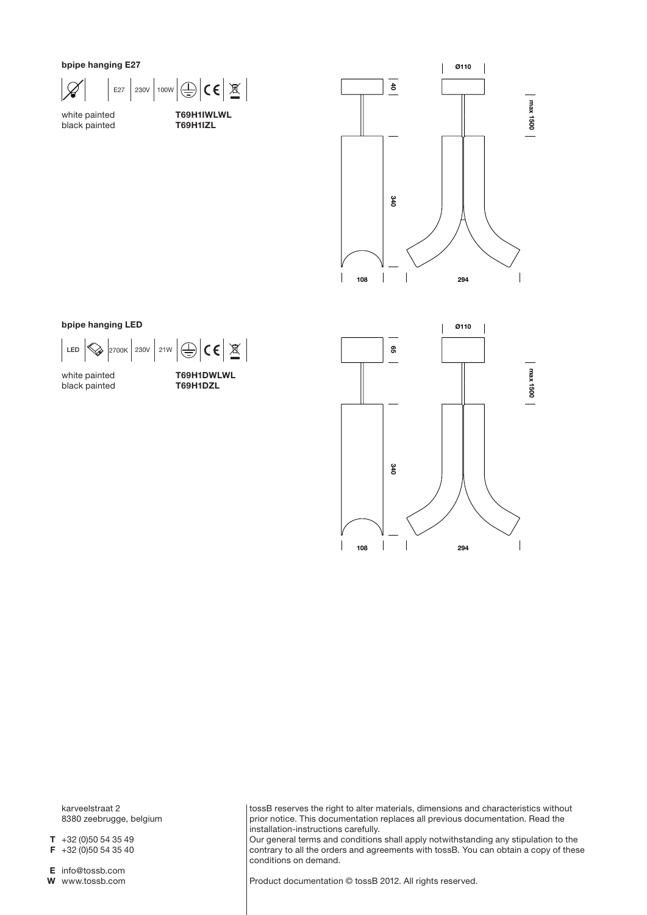## bpipe hanging E27

E27 | 230V | 100W

white painted T69H1IWLWL
black painted T69H1IZL

Ø110
40
max 1500
340
108
294

## bpipe hanging LED

LED | 2700K | 230V | 21W

white painted T69H1DWLWL
black painted T69H1DZL

Ø110
65
max 1500
340
108
294

karveelstraat 2
8380 zeebrugge, belgium

**T** +32 (0)50 54 35 49
**F** +32 (0)50 54 35 40

**E** info@tossb.com
**W** www.tossb.com

tossB reserves the right to alter materials, dimensions and characteristics without prior notice. This documentation replaces all previous documentation. Read the installation-instructions carefully.
Our general terms and conditions shall apply notwithstanding any stipulation to the contrary to all the orders and agreements with tossB. You can obtain a copy of these conditions on demand.

Product documentation © tossB 2012. All rights reserved.